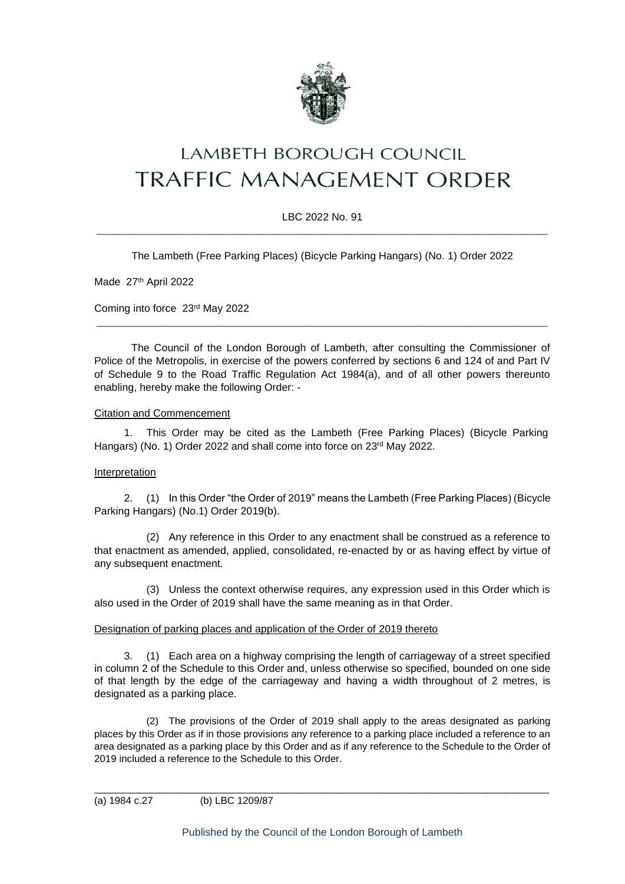# LAMBETH BOROUGH COUNCIL

# TRAFFIC MANAGEMENT ORDER

LBC 2022 No. 91

---

The Lambeth (Free Parking Places) (Bicycle Parking Hangars) (No. 1) Order 2022

Made 27th April 2022

Coming into force 23rd May 2022

---

The Council of the London Borough of Lambeth, after consulting the Commissioner of Police of the Metropolis, in exercise of the powers conferred by sections 6 and 124 of and Part IV of Schedule 9 to the Road Traffic Regulation Act 1984(a), and of all other powers thereunto enabling, hereby make the following Order: -

Citation and Commencement

1. This Order may be cited as the Lambeth (Free Parking Places) (Bicycle Parking Hangars) (No. 1) Order 2022 and shall come into force on 23rd May 2022.

Interpretation

2. (1) In this Order "the Order of 2019" means the Lambeth (Free Parking Places) (Bicycle Parking Hangars) (No.1) Order 2019(b).

(2) Any reference in this Order to any enactment shall be construed as a reference to that enactment as amended, applied, consolidated, re-enacted by or as having effect by virtue of any subsequent enactment.

(3) Unless the context otherwise requires, any expression used in this Order which is also used in the Order of 2019 shall have the same meaning as in that Order.

Designation of parking places and application of the Order of 2019 thereto

3. (1) Each area on a highway comprising the length of carriageway of a street specified in column 2 of the Schedule to this Order and, unless otherwise so specified, bounded on one side of that length by the edge of the carriageway and having a width throughout of 2 metres, is designated as a parking place.

(2) The provisions of the Order of 2019 shall apply to the areas designated as parking places by this Order as if in those provisions any reference to a parking place included a reference to an area designated as a parking place by this Order and as if any reference to the Schedule to the Order of 2019 included a reference to the Schedule to this Order.

---

(a) 1984 c.27 (b) LBC 1209/87

Published by the Council of the London Borough of Lambeth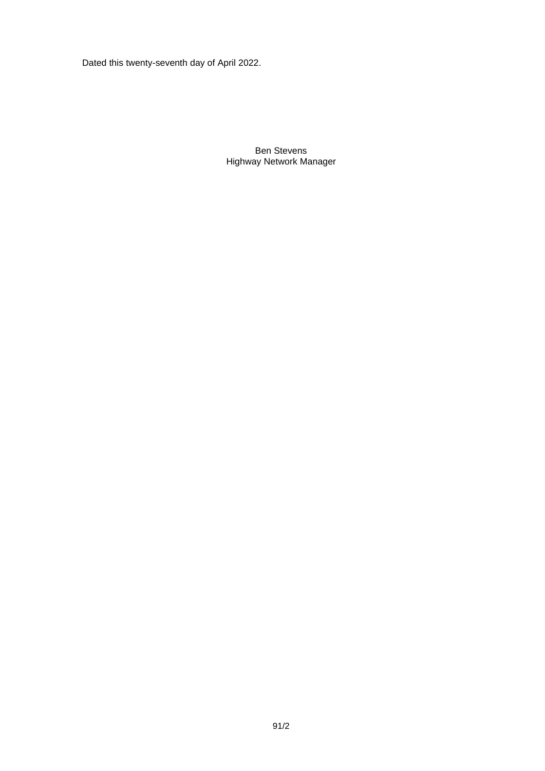Dated this twenty-seventh day of April 2022.

Ben Stevens
Highway Network Manager

91/2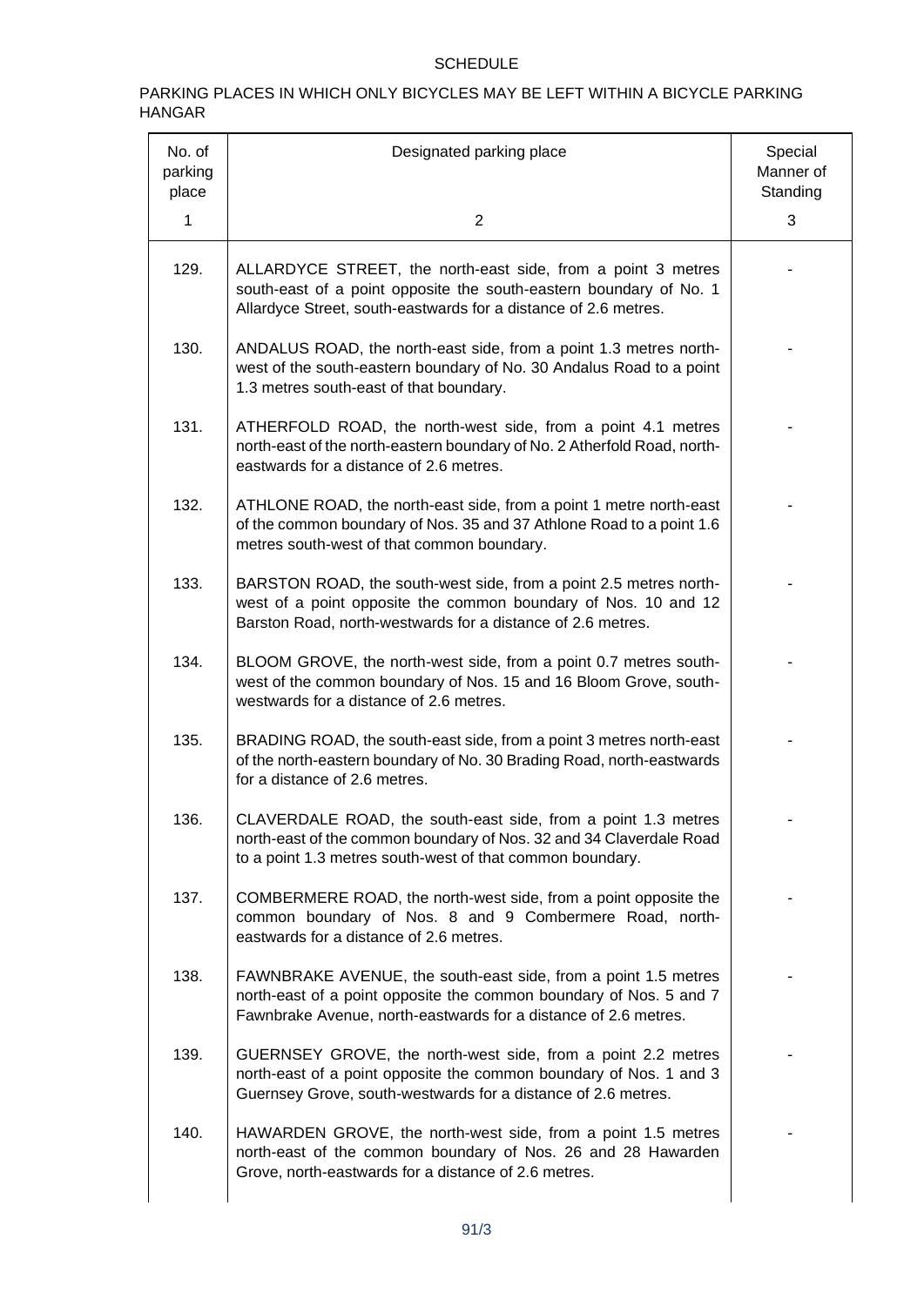SCHEDULE

PARKING PLACES IN WHICH ONLY BICYCLES MAY BE LEFT WITHIN A BICYCLE PARKING HANGAR

| No. of parking place | Designated parking place | Special Manner of Standing |
|---|---|---|
| 1 | 2 | 3 |
| 129. | ALLARDYCE STREET, the north-east side, from a point 3 metres south-east of a point opposite the south-eastern boundary of No. 1 Allardyce Street, south-eastwards for a distance of 2.6 metres. | - |
| 130. | ANDALUS ROAD, the north-east side, from a point 1.3 metres north-west of the south-eastern boundary of No. 30 Andalus Road to a point 1.3 metres south-east of that boundary. | - |
| 131. | ATHERFOLD ROAD, the north-west side, from a point 4.1 metres north-east of the north-eastern boundary of No. 2 Atherfold Road, north-eastwards for a distance of 2.6 metres. | - |
| 132. | ATHLONE ROAD, the north-east side, from a point 1 metre north-east of the common boundary of Nos. 35 and 37 Athlone Road to a point 1.6 metres south-west of that common boundary. | - |
| 133. | BARSTON ROAD, the south-west side, from a point 2.5 metres north-west of a point opposite the common boundary of Nos. 10 and 12 Barston Road, north-westwards for a distance of 2.6 metres. | - |
| 134. | BLOOM GROVE, the north-west side, from a point 0.7 metres south-west of the common boundary of Nos. 15 and 16 Bloom Grove, south-westwards for a distance of 2.6 metres. | - |
| 135. | BRADING ROAD, the south-east side, from a point 3 metres north-east of the north-eastern boundary of No. 30 Brading Road, north-eastwards for a distance of 2.6 metres. | - |
| 136. | CLAVERDALE ROAD, the south-east side, from a point 1.3 metres north-east of the common boundary of Nos. 32 and 34 Claverdale Road to a point 1.3 metres south-west of that common boundary. | - |
| 137. | COMBERMERE ROAD, the north-west side, from a point opposite the common boundary of Nos. 8 and 9 Combermere Road, north-eastwards for a distance of 2.6 metres. | - |
| 138. | FAWNBRAKE AVENUE, the south-east side, from a point 1.5 metres north-east of a point opposite the common boundary of Nos. 5 and 7 Fawnbrake Avenue, north-eastwards for a distance of 2.6 metres. | - |
| 139. | GUERNSEY GROVE, the north-west side, from a point 2.2 metres north-east of a point opposite the common boundary of Nos. 1 and 3 Guernsey Grove, south-westwards for a distance of 2.6 metres. | - |
| 140. | HAWARDEN GROVE, the north-west side, from a point 1.5 metres north-east of the common boundary of Nos. 26 and 28 Hawarden Grove, north-eastwards for a distance of 2.6 metres. | - |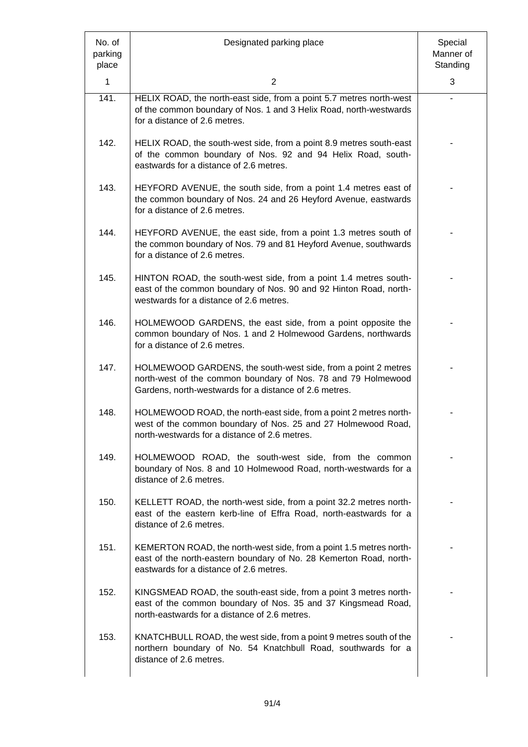| No. of parking place | Designated parking place | Special Manner of Standing |
|---|---|---|
| 1 | 2 | 3 |
| 141. | HELIX ROAD, the north-east side, from a point 5.7 metres north-west of the common boundary of Nos. 1 and 3 Helix Road, north-westwards for a distance of 2.6 metres. | - |
| 142. | HELIX ROAD, the south-west side, from a point 8.9 metres south-east of the common boundary of Nos. 92 and 94 Helix Road, south-eastwards for a distance of 2.6 metres. | - |
| 143. | HEYFORD AVENUE, the south side, from a point 1.4 metres east of the common boundary of Nos. 24 and 26 Heyford Avenue, eastwards for a distance of 2.6 metres. | - |
| 144. | HEYFORD AVENUE, the east side, from a point 1.3 metres south of the common boundary of Nos. 79 and 81 Heyford Avenue, southwards for a distance of 2.6 metres. | - |
| 145. | HINTON ROAD, the south-west side, from a point 1.4 metres south-east of the common boundary of Nos. 90 and 92 Hinton Road, north-westwards for a distance of 2.6 metres. | - |
| 146. | HOLMEWOOD GARDENS, the east side, from a point opposite the common boundary of Nos. 1 and 2 Holmewood Gardens, northwards for a distance of 2.6 metres. | - |
| 147. | HOLMEWOOD GARDENS, the south-west side, from a point 2 metres north-west of the common boundary of Nos. 78 and 79 Holmewood Gardens, north-westwards for a distance of 2.6 metres. | - |
| 148. | HOLMEWOOD ROAD, the north-east side, from a point 2 metres north-west of the common boundary of Nos. 25 and 27 Holmewood Road, north-westwards for a distance of 2.6 metres. | - |
| 149. | HOLMEWOOD ROAD, the south-west side, from the common boundary of Nos. 8 and 10 Holmewood Road, north-westwards for a distance of 2.6 metres. | - |
| 150. | KELLETT ROAD, the north-west side, from a point 32.2 metres north-east of the eastern kerb-line of Effra Road, north-eastwards for a distance of 2.6 metres. | - |
| 151. | KEMERTON ROAD, the north-west side, from a point 1.5 metres north-east of the north-eastern boundary of No. 28 Kemerton Road, north-eastwards for a distance of 2.6 metres. | - |
| 152. | KINGSMEAD ROAD, the south-east side, from a point 3 metres north-east of the common boundary of Nos. 35 and 37 Kingsmead Road, north-eastwards for a distance of 2.6 metres. | - |
| 153. | KNATCHBULL ROAD, the west side, from a point 9 metres south of the northern boundary of No. 54 Knatchbull Road, southwards for a distance of 2.6 metres. | - |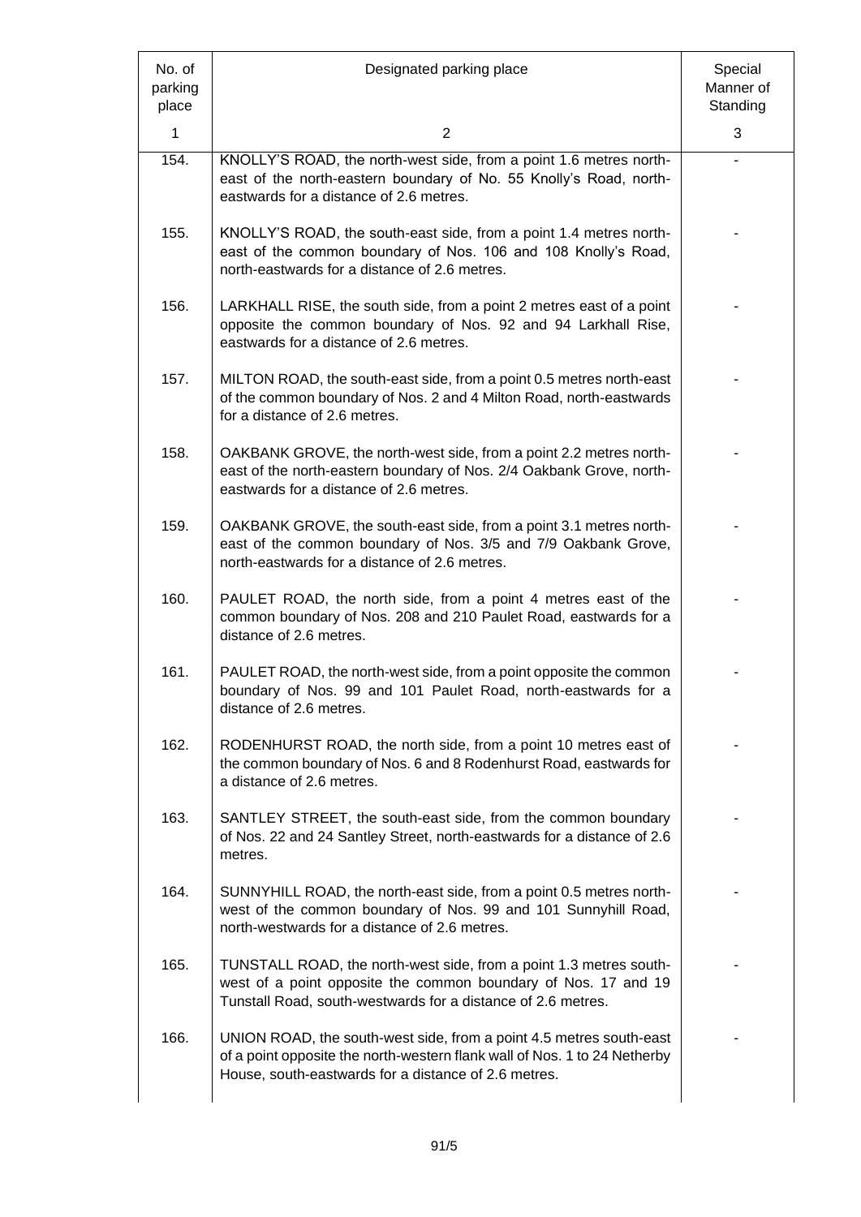| No. of parking place | Designated parking place | Special Manner of Standing |
|---|---|---|
| 1 | 2 | 3 |
| 154. | KNOLLY'S ROAD, the north-west side, from a point 1.6 metres north-east of the north-eastern boundary of No. 55 Knolly's Road, north-eastwards for a distance of 2.6 metres. | - |
| 155. | KNOLLY'S ROAD, the south-east side, from a point 1.4 metres north-east of the common boundary of Nos. 106 and 108 Knolly's Road, north-eastwards for a distance of 2.6 metres. | - |
| 156. | LARKHALL RISE, the south side, from a point 2 metres east of a point opposite the common boundary of Nos. 92 and 94 Larkhall Rise, eastwards for a distance of 2.6 metres. | - |
| 157. | MILTON ROAD, the south-east side, from a point 0.5 metres north-east of the common boundary of Nos. 2 and 4 Milton Road, north-eastwards for a distance of 2.6 metres. | - |
| 158. | OAKBANK GROVE, the north-west side, from a point 2.2 metres north-east of the north-eastern boundary of Nos. 2/4 Oakbank Grove, north-eastwards for a distance of 2.6 metres. | - |
| 159. | OAKBANK GROVE, the south-east side, from a point 3.1 metres north-east of the common boundary of Nos. 3/5 and 7/9 Oakbank Grove, north-eastwards for a distance of 2.6 metres. | - |
| 160. | PAULET ROAD, the north side, from a point 4 metres east of the common boundary of Nos. 208 and 210 Paulet Road, eastwards for a distance of 2.6 metres. | - |
| 161. | PAULET ROAD, the north-west side, from a point opposite the common boundary of Nos. 99 and 101 Paulet Road, north-eastwards for a distance of 2.6 metres. | - |
| 162. | RODENHURST ROAD, the north side, from a point 10 metres east of the common boundary of Nos. 6 and 8 Rodenhurst Road, eastwards for a distance of 2.6 metres. | - |
| 163. | SANTLEY STREET, the south-east side, from the common boundary of Nos. 22 and 24 Santley Street, north-eastwards for a distance of 2.6 metres. | - |
| 164. | SUNNYHILL ROAD, the north-east side, from a point 0.5 metres north-west of the common boundary of Nos. 99 and 101 Sunnyhill Road, north-westwards for a distance of 2.6 metres. | - |
| 165. | TUNSTALL ROAD, the north-west side, from a point 1.3 metres south-west of a point opposite the common boundary of Nos. 17 and 19 Tunstall Road, south-westwards for a distance of 2.6 metres. | - |
| 166. | UNION ROAD, the south-west side, from a point 4.5 metres south-east of a point opposite the north-western flank wall of Nos. 1 to 24 Netherby House, south-eastwards for a distance of 2.6 metres. | - |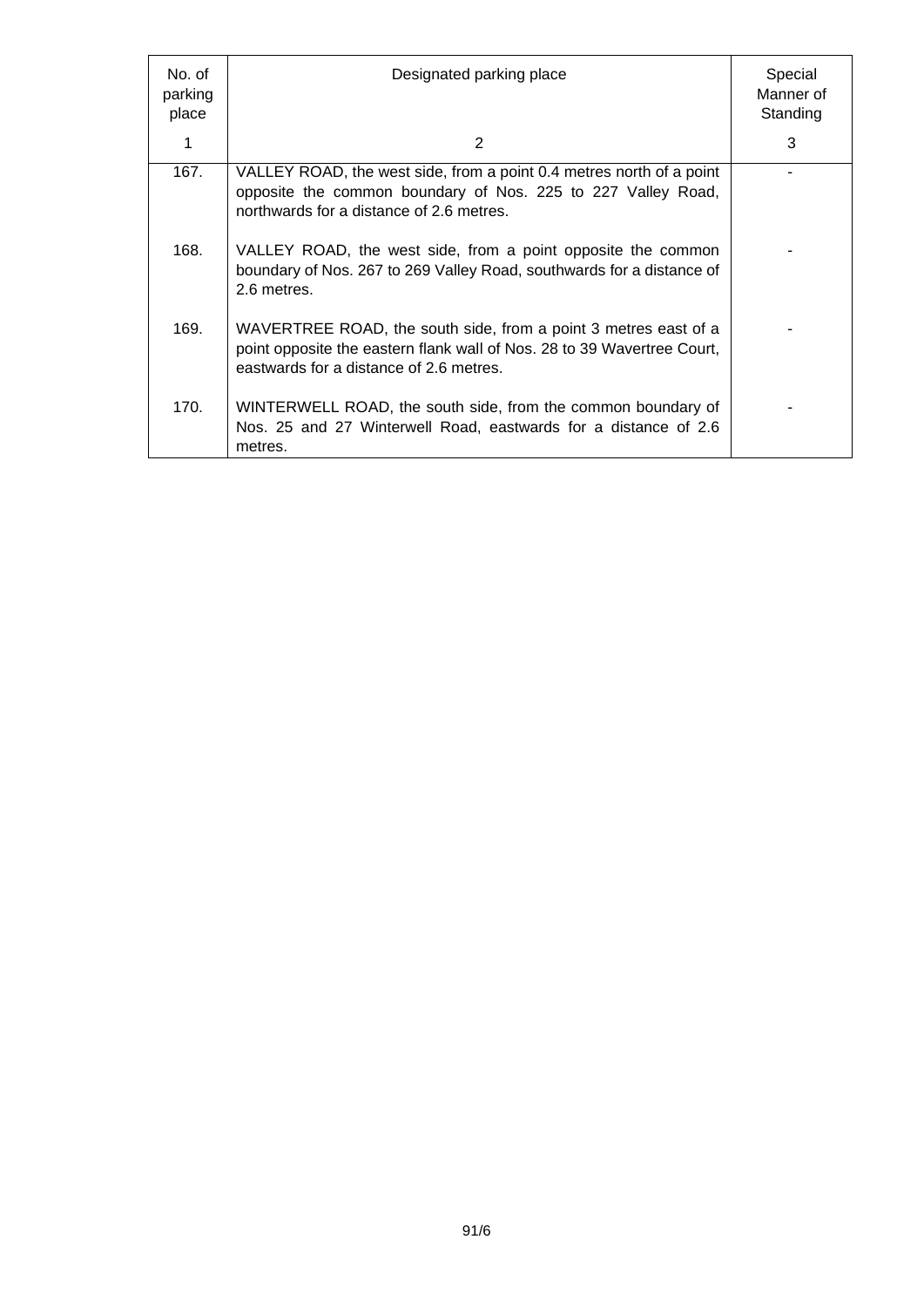| No. of parking place | Designated parking place | Special Manner of Standing |
|---|---|---|
| 1 | 2 | 3 |
| 167. | VALLEY ROAD, the west side, from a point 0.4 metres north of a point opposite the common boundary of Nos. 225 to 227 Valley Road, northwards for a distance of 2.6 metres. | - |
| 168. | VALLEY ROAD, the west side, from a point opposite the common boundary of Nos. 267 to 269 Valley Road, southwards for a distance of 2.6 metres. | - |
| 169. | WAVERTREE ROAD, the south side, from a point 3 metres east of a point opposite the eastern flank wall of Nos. 28 to 39 Wavertree Court, eastwards for a distance of 2.6 metres. | - |
| 170. | WINTERWELL ROAD, the south side, from the common boundary of Nos. 25 and 27 Winterwell Road, eastwards for a distance of 2.6 metres. | - |